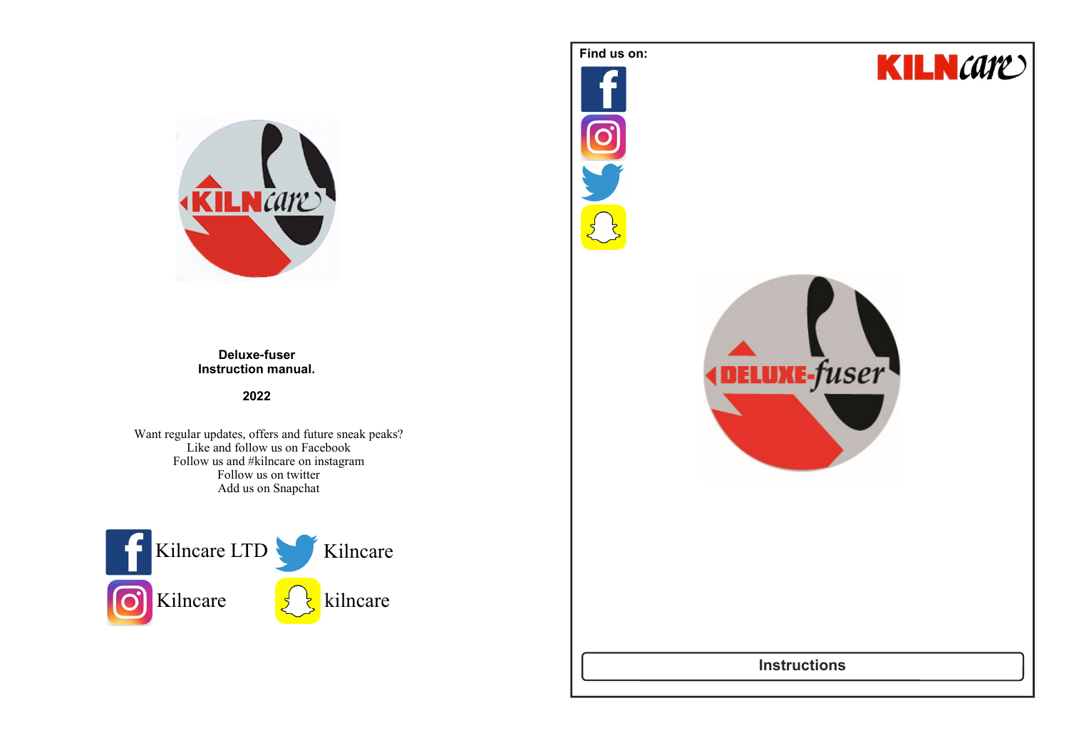**Deluxe-fuser**
**Instruction manual.**

**2022**

Want regular updates, offers and future sneak peaks?
Like and follow us on Facebook
Follow us and #kilncare on instagram
Follow us on twitter
Add us on Snapchat

Kilncare LTD
Kilncare
Kilncare
kilncare

Find us on:

KILNcare

DELUXE-fuser

Instructions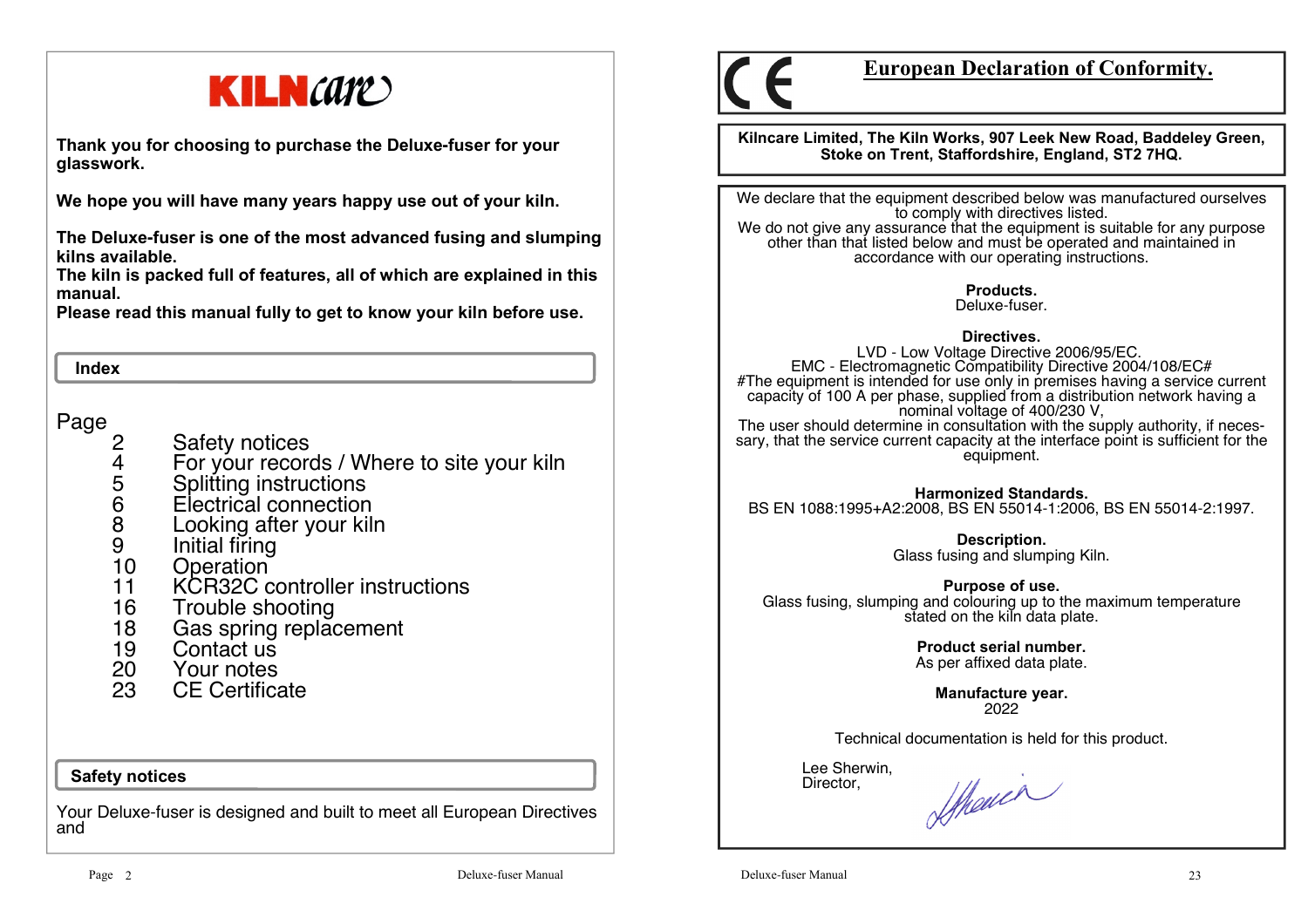# KILNcare

**Thank you for choosing to purchase the Deluxe-fuser for your glasswork.**

**We hope you will have many years happy use out of your kiln.**

**The Deluxe-fuser is one of the most advanced fusing and slumping kilns available.**
**The kiln is packed full of features, all of which are explained in this manual.**
**Please read this manual fully to get to know your kiln before use.**

## Index

| Page | |
|---|---|
| 2 | Safety notices |
| 4 | For your records / Where to site your kiln |
| 5 | Splitting instructions |
| 6 | Electrical connection |
| 8 | Looking after your kiln |
| 9 | Initial firing |
| 10 | Operation |
| 11 | KCR32C controller instructions |
| 16 | Trouble shooting |
| 18 | Gas spring replacement |
| 19 | Contact us |
| 20 | Your notes |
| 23 | CE Certificate |

## Safety notices

Your Deluxe-fuser is designed and built to meet all European Directives and

CE

# European Declaration of Conformity.

**Kilncare Limited, The Kiln Works, 907 Leek New Road, Baddeley Green, Stoke on Trent, Staffordshire, England, ST2 7HQ.**

We declare that the equipment described below was manufactured ourselves to comply with directives listed.
We do not give any assurance that the equipment is suitable for any purpose other than that listed below and must be operated and maintained in accordance with our operating instructions.

**Products.**
Deluxe-fuser.

**Directives.**
LVD - Low Voltage Directive 2006/95/EC.
EMC - Electromagnetic Compatibility Directive 2004/108/EC#
#The equipment is intended for use only in premises having a service current capacity of 100 A per phase, supplied from a distribution network having a nominal voltage of 400/230 V,
The user should determine in consultation with the supply authority, if necessary, that the service current capacity at the interface point is sufficient for the equipment.

**Harmonized Standards.**
BS EN 1088:1995+A2:2008, BS EN 55014-1:2006, BS EN 55014-2:1997.

**Description.**
Glass fusing and slumping Kiln.

**Purpose of use.**
Glass fusing, slumping and colouring up to the maximum temperature stated on the kiln data plate.

**Product serial number.**
As per affixed data plate.

**Manufacture year.**
2022

Technical documentation is held for this product.

Lee Sherwin,
Director,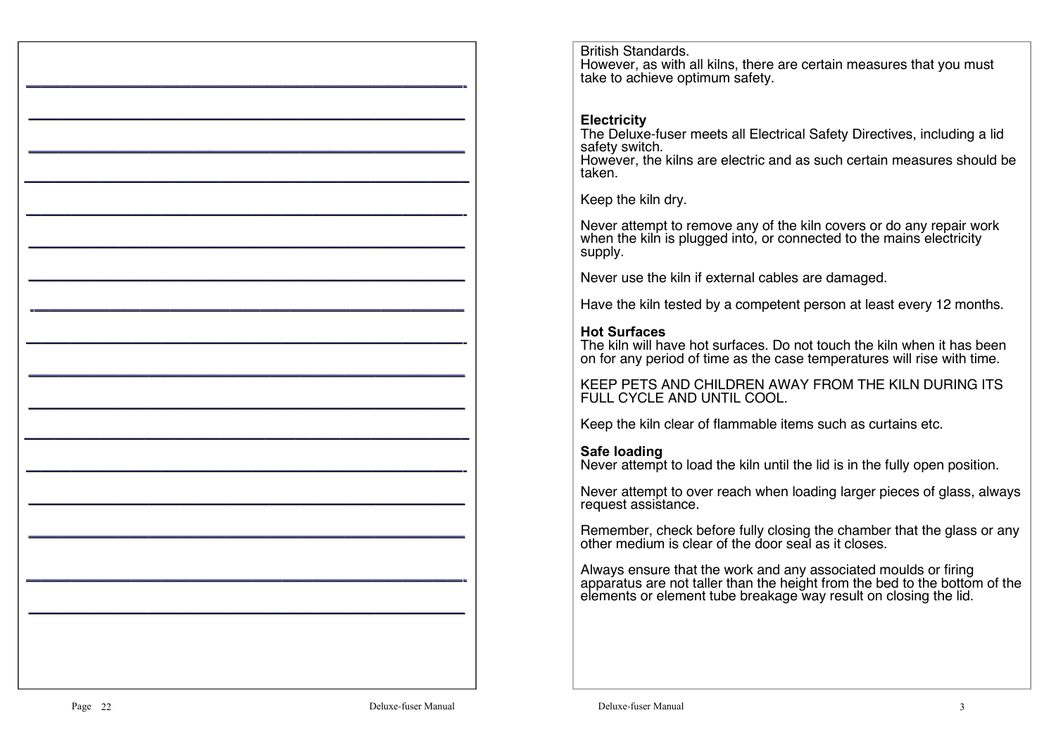British Standards.
However, as with all kilns, there are certain measures that you must take to achieve optimum safety.

**Electricity**
The Deluxe-fuser meets all Electrical Safety Directives, including a lid safety switch.
However, the kilns are electric and as such certain measures should be taken.

Keep the kiln dry.

Never attempt to remove any of the kiln covers or do any repair work when the kiln is plugged into, or connected to the mains electricity supply.

Never use the kiln if external cables are damaged.

Have the kiln tested by a competent person at least every 12 months.

**Hot Surfaces**
The kiln will have hot surfaces. Do not touch the kiln when it has been on for any period of time as the case temperatures will rise with time.

KEEP PETS AND CHILDREN AWAY FROM THE KILN DURING ITS FULL CYCLE AND UNTIL COOL.

Keep the kiln clear of flammable items such as curtains etc.

**Safe loading**
Never attempt to load the kiln until the lid is in the fully open position.

Never attempt to over reach when loading larger pieces of glass, always request assistance.

Remember, check before fully closing the chamber that the glass or any other medium is clear of the door seal as it closes.

Always ensure that the work and any associated moulds or firing apparatus are not taller than the height from the bed to the bottom of the elements or element tube breakage way result on closing the lid.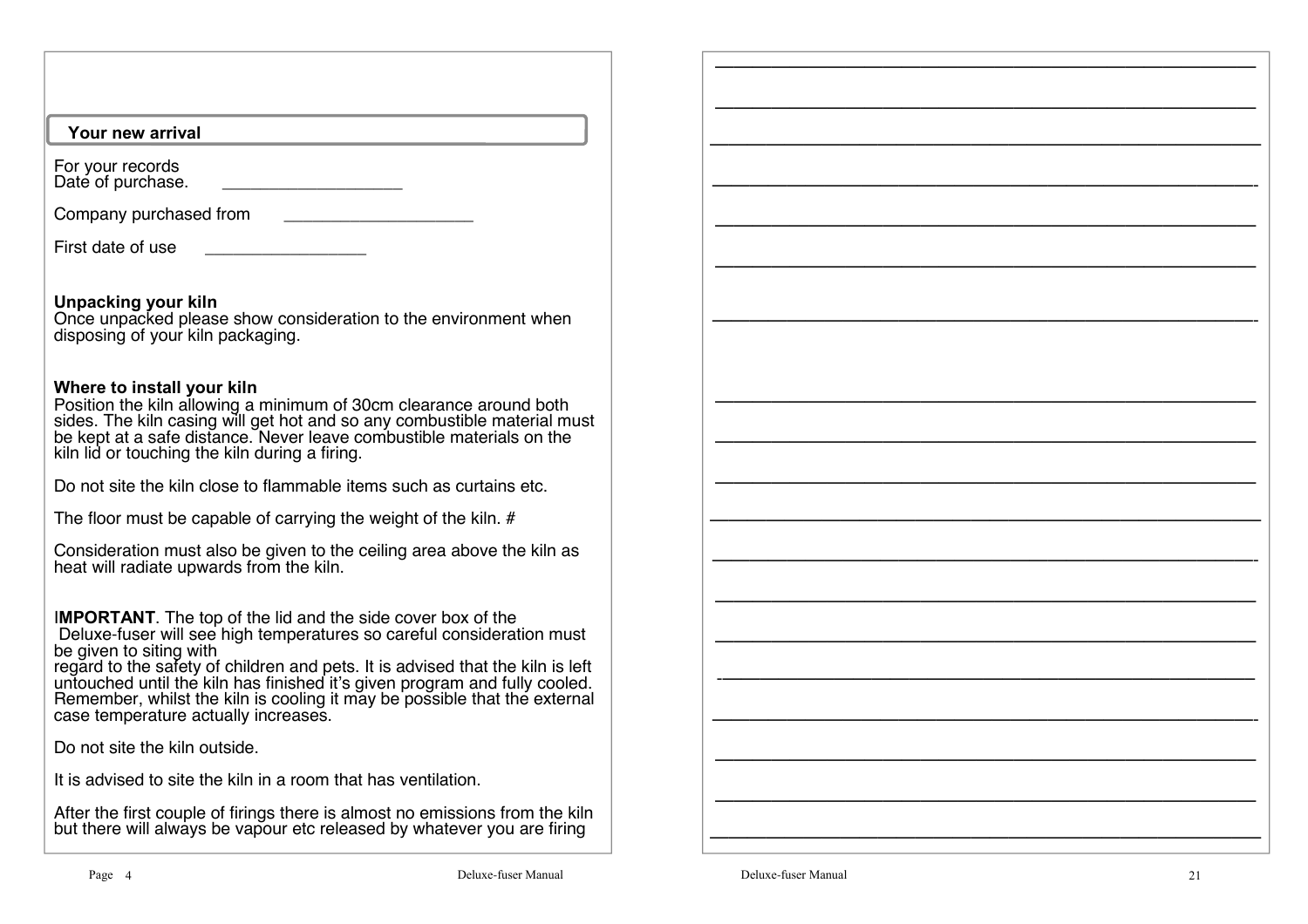## Your new arrival

For your records
Date of purchase. ___________________

Company purchased from ___________________

First date of use ________________

**Unpacking your kiln**
Once unpacked please show consideration to the environment when disposing of your kiln packaging.

**Where to install your kiln**
Position the kiln allowing a minimum of 30cm clearance around both sides. The kiln casing will get hot and so any combustible material must be kept at a safe distance. Never leave combustible materials on the kiln lid or touching the kiln during a firing.

Do not site the kiln close to flammable items such as curtains etc.

The floor must be capable of carrying the weight of the kiln. #

Consideration must also be given to the ceiling area above the kiln as heat will radiate upwards from the kiln.

I**MPORTANT**. The top of the lid and the side cover box of the Deluxe-fuser will see high temperatures so careful consideration must be given to siting with
regard to the safety of children and pets. It is advised that the kiln is left untouched until the kiln has finished it's given program and fully cooled. Remember, whilst the kiln is cooling it may be possible that the external case temperature actually increases.

Do not site the kiln outside.

It is advised to site the kiln in a room that has ventilation.

After the first couple of firings there is almost no emissions from the kiln but there will always be vapour etc released by whatever you are firing

___________________________________________________________

___________________________________________________________

___________________________________________________________

___________________________________________________________

___________________________________________________________

___________________________________________________________

___________________________________________________________

___________________________________________________________

___________________________________________________________

___________________________________________________________

___________________________________________________________

___________________________________________________________

___________________________________________________________

___________________________________________________________

___________________________________________________________

___________________________________________________________

___________________________________________________________

___________________________________________________________

___________________________________________________________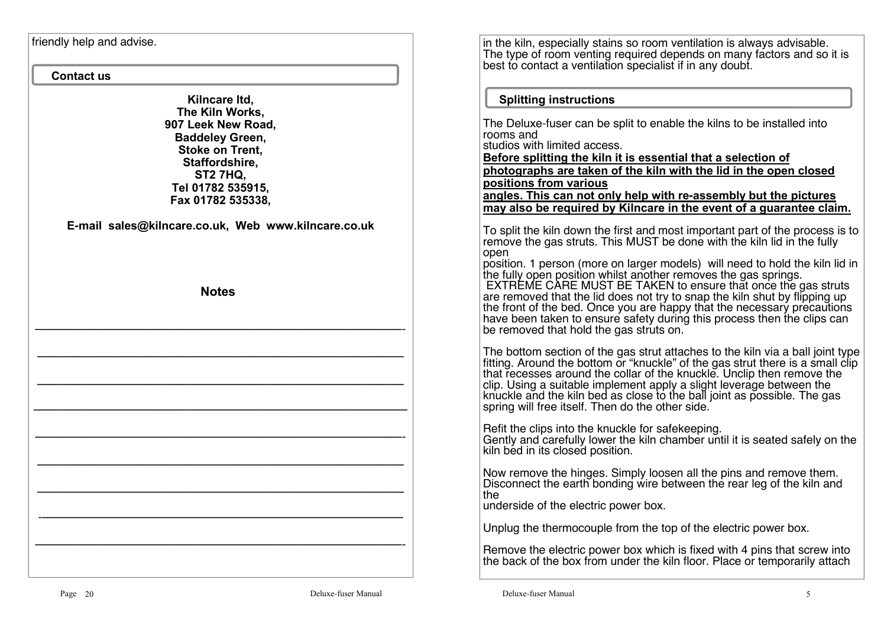friendly help and advise.

## Contact us

**Kilncare ltd,**
**The Kiln Works,**
**907 Leek New Road,**
**Baddeley Green,**
**Stoke on Trent,**
**Staffordshire,**
**ST2 7HQ,**
**Tel 01782 535915,**
**Fax 01782 535338,**

**E-mail sales@kilncare.co.uk, Web www.kilncare.co.uk**

## Notes

______________________________________________________

______________________________________________________

______________________________________________________

______________________________________________________

______________________________________________________

______________________________________________________

______________________________________________________

______________________________________________________

______________________________________________________

in the kiln, especially stains so room ventilation is always advisable. The type of room venting required depends on many factors and so it is best to contact a ventilation specialist if in any doubt.

## Splitting instructions

The Deluxe-fuser can be split to enable the kilns to be installed into rooms and studios with limited access.

**Before splitting the kiln it is essential that a selection of photographs are taken of the kiln with the lid in the open closed positions from various angles. This can not only help with re-assembly but the pictures may also be required by Kilncare in the event of a guarantee claim.**

To split the kiln down the first and most important part of the process is to remove the gas struts. This MUST be done with the kiln lid in the fully open position. 1 person (more on larger models) will need to hold the kiln lid in the fully open position whilst another removes the gas springs. EXTREME CARE MUST BE TAKEN to ensure that once the gas struts are removed that the lid does not try to snap the kiln shut by flipping up the front of the bed. Once you are happy that the necessary precautions have been taken to ensure safety during this process then the clips can be removed that hold the gas struts on.

The bottom section of the gas strut attaches to the kiln via a ball joint type fitting. Around the bottom or "knuckle" of the gas strut there is a small clip that recesses around the collar of the knuckle. Unclip then remove the clip. Using a suitable implement apply a slight leverage between the knuckle and the kiln bed as close to the ball joint as possible. The gas spring will free itself. Then do the other side.

Refit the clips into the knuckle for safekeeping.
Gently and carefully lower the kiln chamber until it is seated safely on the kiln bed in its closed position.

Now remove the hinges. Simply loosen all the pins and remove them. Disconnect the earth bonding wire between the rear leg of the kiln and the underside of the electric power box.

Unplug the thermocouple from the top of the electric power box.

Remove the electric power box which is fixed with 4 pins that screw into the back of the box from under the kiln floor. Place or temporarily attach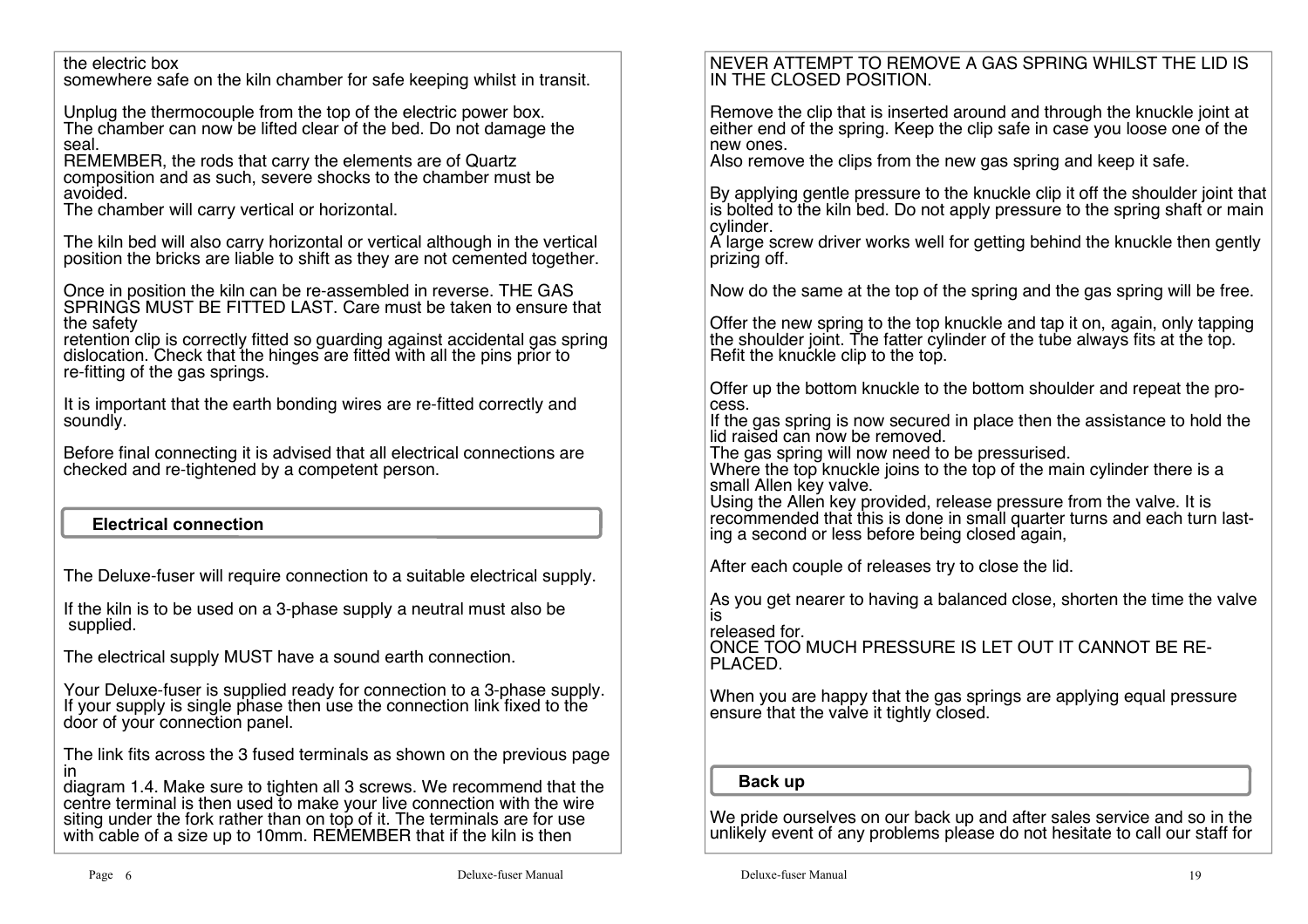the electric box
somewhere safe on the kiln chamber for safe keeping whilst in transit.

Unplug the thermocouple from the top of the electric power box.
The chamber can now be lifted clear of the bed. Do not damage the seal.
REMEMBER, the rods that carry the elements are of Quartz composition and as such, severe shocks to the chamber must be avoided.
The chamber will carry vertical or horizontal.

The kiln bed will also carry horizontal or vertical although in the vertical position the bricks are liable to shift as they are not cemented together.

Once in position the kiln can be re-assembled in reverse. THE GAS SPRINGS MUST BE FITTED LAST. Care must be taken to ensure that the safety
retention clip is correctly fitted so guarding against accidental gas spring dislocation. Check that the hinges are fitted with all the pins prior to re-fitting of the gas springs.

It is important that the earth bonding wires are re-fitted correctly and soundly.

Before final connecting it is advised that all electrical connections are checked and re-tightened by a competent person.

## Electrical connection

The Deluxe-fuser will require connection to a suitable electrical supply.

If the kiln is to be used on a 3-phase supply a neutral must also be supplied.

The electrical supply MUST have a sound earth connection.

Your Deluxe-fuser is supplied ready for connection to a 3-phase supply. If your supply is single phase then use the connection link fixed to the door of your connection panel.

The link fits across the 3 fused terminals as shown on the previous page in
diagram 1.4. Make sure to tighten all 3 screws. We recommend that the centre terminal is then used to make your live connection with the wire siting under the fork rather than on top of it. The terminals are for use with cable of a size up to 10mm. REMEMBER that if the kiln is then

NEVER ATTEMPT TO REMOVE A GAS SPRING WHILST THE LID IS IN THE CLOSED POSITION.

Remove the clip that is inserted around and through the knuckle joint at either end of the spring. Keep the clip safe in case you loose one of the new ones.
Also remove the clips from the new gas spring and keep it safe.

By applying gentle pressure to the knuckle clip it off the shoulder joint that is bolted to the kiln bed. Do not apply pressure to the spring shaft or main cylinder.
A large screw driver works well for getting behind the knuckle then gently prizing off.

Now do the same at the top of the spring and the gas spring will be free.

Offer the new spring to the top knuckle and tap it on, again, only tapping the shoulder joint. The fatter cylinder of the tube always fits at the top.
Refit the knuckle clip to the top.

Offer up the bottom knuckle to the bottom shoulder and repeat the process.
If the gas spring is now secured in place then the assistance to hold the lid raised can now be removed.
The gas spring will now need to be pressurised.
Where the top knuckle joins to the top of the main cylinder there is a small Allen key valve.
Using the Allen key provided, release pressure from the valve. It is recommended that this is done in small quarter turns and each turn lasting a second or less before being closed again,

After each couple of releases try to close the lid.

As you get nearer to having a balanced close, shorten the time the valve is
released for.
ONCE TOO MUCH PRESSURE IS LET OUT IT CANNOT BE REPLACED.

When you are happy that the gas springs are applying equal pressure ensure that the valve it tightly closed.

## Back up

We pride ourselves on our back up and after sales service and so in the unlikely event of any problems please do not hesitate to call our staff for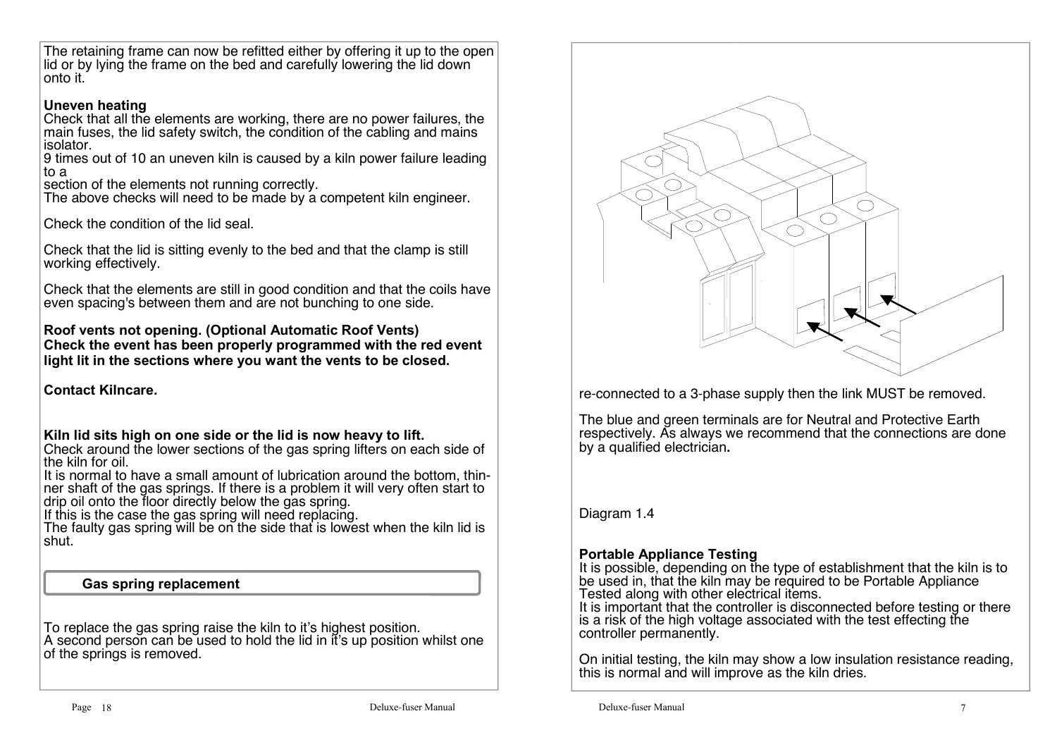The retaining frame can now be refitted either by offering it up to the open lid or by lying the frame on the bed and carefully lowering the lid down onto it.

**Uneven heating**

Check that all the elements are working, there are no power failures, the main fuses, the lid safety switch, the condition of the cabling and mains isolator.

9 times out of 10 an uneven kiln is caused by a kiln power failure leading to a
section of the elements not running correctly.

The above checks will need to be made by a competent kiln engineer.

Check the condition of the lid seal.

Check that the lid is sitting evenly to the bed and that the clamp is still working effectively.

Check that the elements are still in good condition and that the coils have even spacing's between them and are not bunching to one side.

**Roof vents not opening. (Optional Automatic Roof Vents)**
**Check the event has been properly programmed with the red event light lit in the sections where you want the vents to be closed.**

**Contact Kilncare.**

**Kiln lid sits high on one side or the lid is now heavy to lift.**

Check around the lower sections of the gas spring lifters on each side of the kiln for oil.

It is normal to have a small amount of lubrication around the bottom, thinner shaft of the gas springs. If there is a problem it will very often start to drip oil onto the floor directly below the gas spring.

If this is the case the gas spring will need replacing.

The faulty gas spring will be on the side that is lowest when the kiln lid is shut.

## Gas spring replacement

To replace the gas spring raise the kiln to it's highest position.

A second person can be used to hold the lid in it's up position whilst one of the springs is removed.

re-connected to a 3-phase supply then the link MUST be removed.

The blue and green terminals are for Neutral and Protective Earth respectively. As always we recommend that the connections are done by a qualified electrician**.**

Diagram 1.4

**Portable Appliance Testing**

It is possible, depending on the type of establishment that the kiln is to be used in, that the kiln may be required to be Portable Appliance Tested along with other electrical items.

It is important that the controller is disconnected before testing or there is a risk of the high voltage associated with the test effecting the controller permanently.

On initial testing, the kiln may show a low insulation resistance reading, this is normal and will improve as the kiln dries.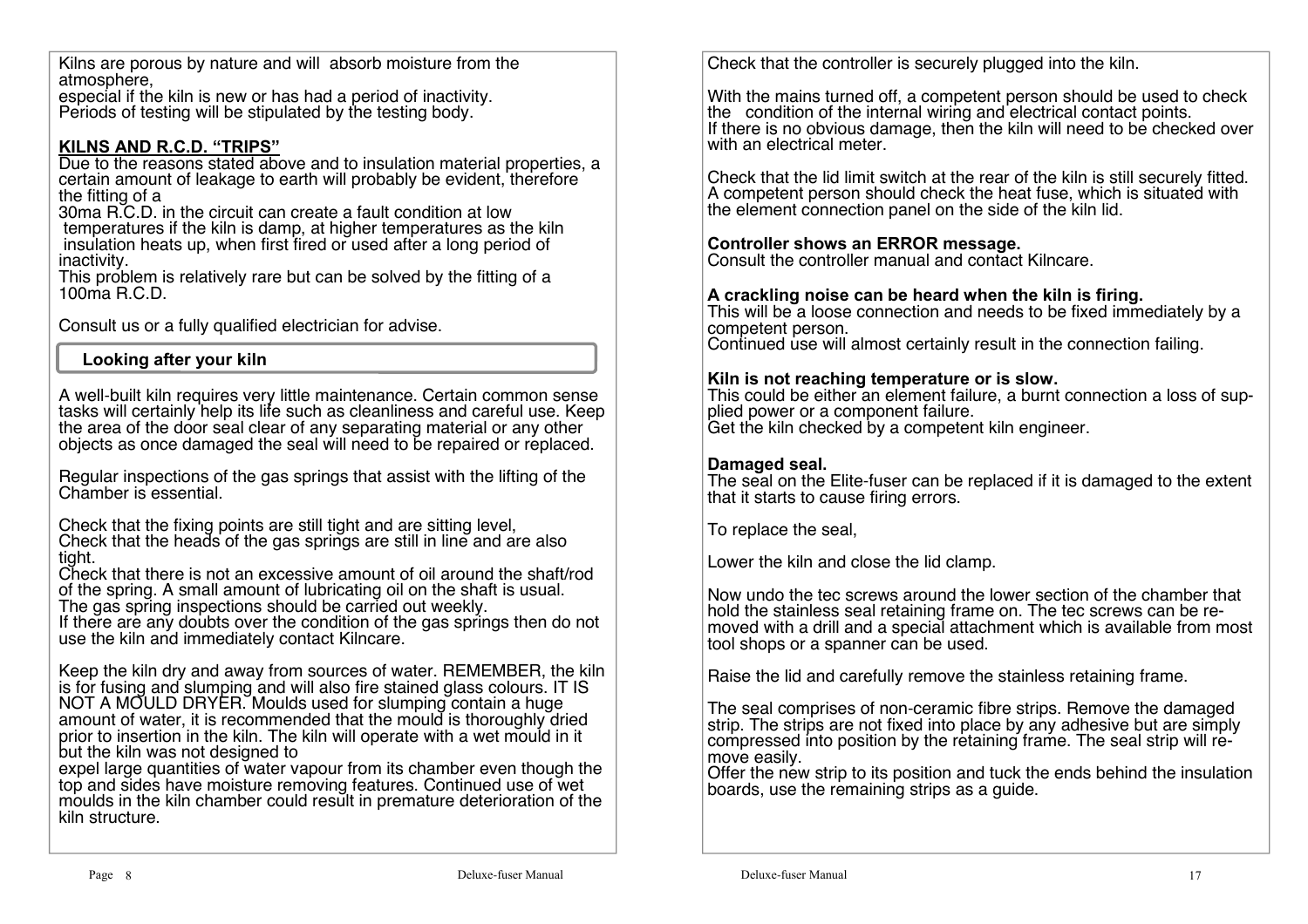Kilns are porous by nature and will absorb moisture from the atmosphere,
especial if the kiln is new or has had a period of inactivity.
Periods of testing will be stipulated by the testing body.

**KILNS AND R.C.D. "TRIPS"**

Due to the reasons stated above and to insulation material properties, a certain amount of leakage to earth will probably be evident, therefore the fitting of a
30ma R.C.D. in the circuit can create a fault condition at low temperatures if the kiln is damp, at higher temperatures as the kiln insulation heats up, when first fired or used after a long period of inactivity.
This problem is relatively rare but can be solved by the fitting of a 100ma R.C.D.

Consult us or a fully qualified electrician for advise.

## Looking after your kiln

A well-built kiln requires very little maintenance. Certain common sense tasks will certainly help its life such as cleanliness and careful use. Keep the area of the door seal clear of any separating material or any other objects as once damaged the seal will need to be repaired or replaced.

Regular inspections of the gas springs that assist with the lifting of the Chamber is essential.

Check that the fixing points are still tight and are sitting level,
Check that the heads of the gas springs are still in line and are also tight.
Check that there is not an excessive amount of oil around the shaft/rod of the spring. A small amount of lubricating oil on the shaft is usual.
The gas spring inspections should be carried out weekly.
If there are any doubts over the condition of the gas springs then do not use the kiln and immediately contact Kilncare.

Keep the kiln dry and away from sources of water. REMEMBER, the kiln is for fusing and slumping and will also fire stained glass colours. IT IS NOT A MOULD DRYER. Moulds used for slumping contain a huge amount of water, it is recommended that the mould is thoroughly dried prior to insertion in the kiln. The kiln will operate with a wet mould in it but the kiln was not designed to
expel large quantities of water vapour from its chamber even though the top and sides have moisture removing features. Continued use of wet moulds in the kiln chamber could result in premature deterioration of the kiln structure.

Check that the controller is securely plugged into the kiln.

With the mains turned off, a competent person should be used to check the condition of the internal wiring and electrical contact points.
If there is no obvious damage, then the kiln will need to be checked over with an electrical meter.

Check that the lid limit switch at the rear of the kiln is still securely fitted.
A competent person should check the heat fuse, which is situated with the element connection panel on the side of the kiln lid.

**Controller shows an ERROR message.**
Consult the controller manual and contact Kilncare.

**A crackling noise can be heard when the kiln is firing.**
This will be a loose connection and needs to be fixed immediately by a competent person.
Continued use will almost certainly result in the connection failing.

**Kiln is not reaching temperature or is slow.**
This could be either an element failure, a burnt connection a loss of supplied power or a component failure.
Get the kiln checked by a competent kiln engineer.

**Damaged seal.**
The seal on the Elite-fuser can be replaced if it is damaged to the extent that it starts to cause firing errors.

To replace the seal,

Lower the kiln and close the lid clamp.

Now undo the tec screws around the lower section of the chamber that hold the stainless seal retaining frame on. The tec screws can be removed with a drill and a special attachment which is available from most tool shops or a spanner can be used.

Raise the lid and carefully remove the stainless retaining frame.

The seal comprises of non-ceramic fibre strips. Remove the damaged strip. The strips are not fixed into place by any adhesive but are simply compressed into position by the retaining frame. The seal strip will remove easily.
Offer the new strip to its position and tuck the ends behind the insulation boards, use the remaining strips as a guide.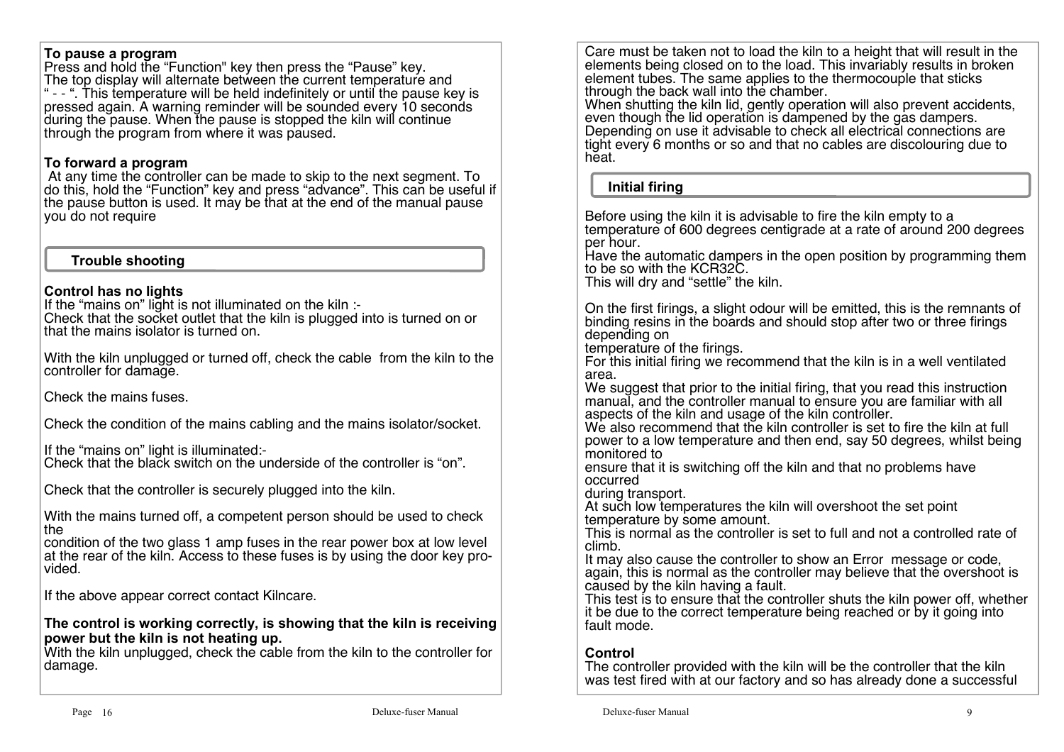**To pause a program**
Press and hold the "Function" key then press the "Pause" key.
The top display will alternate between the current temperature and " - - ". This temperature will be held indefinitely or until the pause key is pressed again. A warning reminder will be sounded every 10 seconds during the pause. When the pause is stopped the kiln will continue through the program from where it was paused.

**To forward a program**
At any time the controller can be made to skip to the next segment. To do this, hold the "Function" key and press "advance". This can be useful if the pause button is used. It may be that at the end of the manual pause you do not require

## Trouble shooting

**Control has no lights**
If the "mains on" light is not illuminated on the kiln :-
Check that the socket outlet that the kiln is plugged into is turned on or that the mains isolator is turned on.

With the kiln unplugged or turned off, check the cable from the kiln to the controller for damage.

Check the mains fuses.

Check the condition of the mains cabling and the mains isolator/socket.

If the "mains on" light is illuminated:-
Check that the black switch on the underside of the controller is "on".

Check that the controller is securely plugged into the kiln.

With the mains turned off, a competent person should be used to check the condition of the two glass 1 amp fuses in the rear power box at low level at the rear of the kiln. Access to these fuses is by using the door key provided.

If the above appear correct contact Kilncare.

**The control is working correctly, is showing that the kiln is receiving power but the kiln is not heating up.**
With the kiln unplugged, check the cable from the kiln to the controller for damage.

Care must be taken not to load the kiln to a height that will result in the elements being closed on to the load. This invariably results in broken element tubes. The same applies to the thermocouple that sticks through the back wall into the chamber.
When shutting the kiln lid, gently operation will also prevent accidents, even though the lid operation is dampened by the gas dampers.
Depending on use it advisable to check all electrical connections are tight every 6 months or so and that no cables are discolouring due to heat.

## Initial firing

Before using the kiln it is advisable to fire the kiln empty to a temperature of 600 degrees centigrade at a rate of around 200 degrees per hour.
Have the automatic dampers in the open position by programming them to be so with the KCR32C.
This will dry and "settle" the kiln.

On the first firings, a slight odour will be emitted, this is the remnants of binding resins in the boards and should stop after two or three firings depending on temperature of the firings.
For this initial firing we recommend that the kiln is in a well ventilated area.
We suggest that prior to the initial firing, that you read this instruction manual, and the controller manual to ensure you are familiar with all aspects of the kiln and usage of the kiln controller.
We also recommend that the kiln controller is set to fire the kiln at full power to a low temperature and then end, say 50 degrees, whilst being monitored to ensure that it is switching off the kiln and that no problems have occurred during transport.
At such low temperatures the kiln will overshoot the set point temperature by some amount.
This is normal as the controller is set to full and not a controlled rate of climb.
It may also cause the controller to show an Error message or code, again, this is normal as the controller may believe that the overshoot is caused by the kiln having a fault.
This test is to ensure that the controller shuts the kiln power off, whether it be due to the correct temperature being reached or by it going into fault mode.

**Control**
The controller provided with the kiln will be the controller that the kiln was test fired with at our factory and so has already done a successful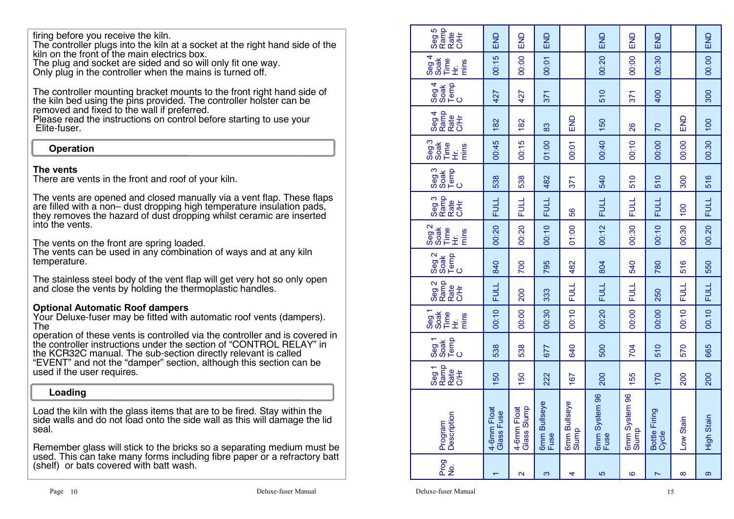firing before you receive the kiln.
The controller plugs into the kiln at a socket at the right hand side of the kiln on the front of the main electrics box.
The plug and socket are sided and so will only fit one way.
Only plug in the controller when the mains is turned off.

The controller mounting bracket mounts to the front right hand side of the kiln bed using the pins provided. The controller holster can be removed and fixed to the wall if preferred.
Please read the instructions on control before starting to use your Elite-fuser.

## Operation

**The vents**
There are vents in the front and roof of your kiln.

The vents are opened and closed manually via a vent flap. These flaps are filled with a non– dust dropping high temperature insulation pads, they removes the hazard of dust dropping whilst ceramic are inserted into the vents.

The vents on the front are spring loaded.
The vents can be used in any combination of ways and at any kiln temperature.

The stainless steel body of the vent flap will get very hot so only open and close the vents by holding the thermoplastic handles.

**Optional Automatic Roof dampers**
Your Deluxe-fuser may be fitted with automatic roof vents (dampers). The
operation of these vents is controlled via the controller and is covered in the controller instructions under the section of "CONTROL RELAY" in the KCR32C manual. The sub-section directly relevant is called "EVENT" and not the "damper" section, although this section can be used if the user requires.

## Loading

Load the kiln with the glass items that are to be fired. Stay within the side walls and do not load onto the side wall as this will damage the lid seal.

Remember glass will stick to the bricks so a separating medium must be used. This can take many forms including fibre paper or a refractory batt (shelf) or bats covered with batt wash.

| Prog No. | Program Description | Seg 1 Ramp Rate C/Hr | Seg 1 Soak Temp C | Seg 1 Soak Time Hr. mins | Seg 2 Ramp Rate C/Hr | Seg 2 Soak Temp C | Seg 2 Soak Time Hr. mins | Seg 3 Ramp Rate C/Hr | Seg 3 Soak Temp C | Seg 3 Soak Time Hr. mins | Seg 4 Ramp Rate C/Hr | Seg 4 Soak Temp C | Seg 4 Soak Time Hr. mins | Seg 5 Ramp Rate C/Hr |
|---|---|---|---|---|---|---|---|---|---|---|---|---|---|---|
| 1 | 4-6mm Float Glass Fuse | 150 | 538 | 00:10 | FULL | 840 | 00:20 | FULL | 538 | 00:45 | 182 | 427 | 00:15 | END |
| 2 | 4-6mm Float Glass Slump | 150 | 538 | 00:00 | 200 | 700 | 00:20 | FULL | 538 | 00:15 | 182 | 427 | 00:00 | END |
| 3 | 6mm Bullseye Fuse | 222 | 677 | 00:30 | 333 | 795 | 00:10 | FULL | 482 | 01:00 | 83 | 371 | 00:01 | END |
| 4 | 6mm Bullseye Slump | 167 | 640 | 00:10 | FULL | 482 | 01:00 | 56 | 371 | 00:01 | END | | | |
| 5 | 6mm System 96 Fuse | 200 | 500 | 00:20 | FULL | 804 | 00:12 | FULL | 540 | 00:40 | 150 | 510 | 00:20 | END |
| 6 | 6mm System 96 Slump | 155 | 704 | 00:00 | FULL | 540 | 00:30 | FULL | 510 | 00:10 | 26 | 371 | 00:00 | END |
| 7 | Bottle Firing Cycle | 170 | 510 | 00:00 | 250 | 780 | 00:10 | FULL | 510 | 00:00 | 70 | 400 | 00:30 | END |
| 8 | Low Stain | 200 | 570 | 00:10 | FULL | 516 | 00:30 | 100 | 300 | 00:00 | END | | | |
| 9 | High Stain | 200 | 665 | 00.10 | FULL | 550 | 00.20 | FULL | 516 | 00.30 | 100 | 300 | 00.00 | END |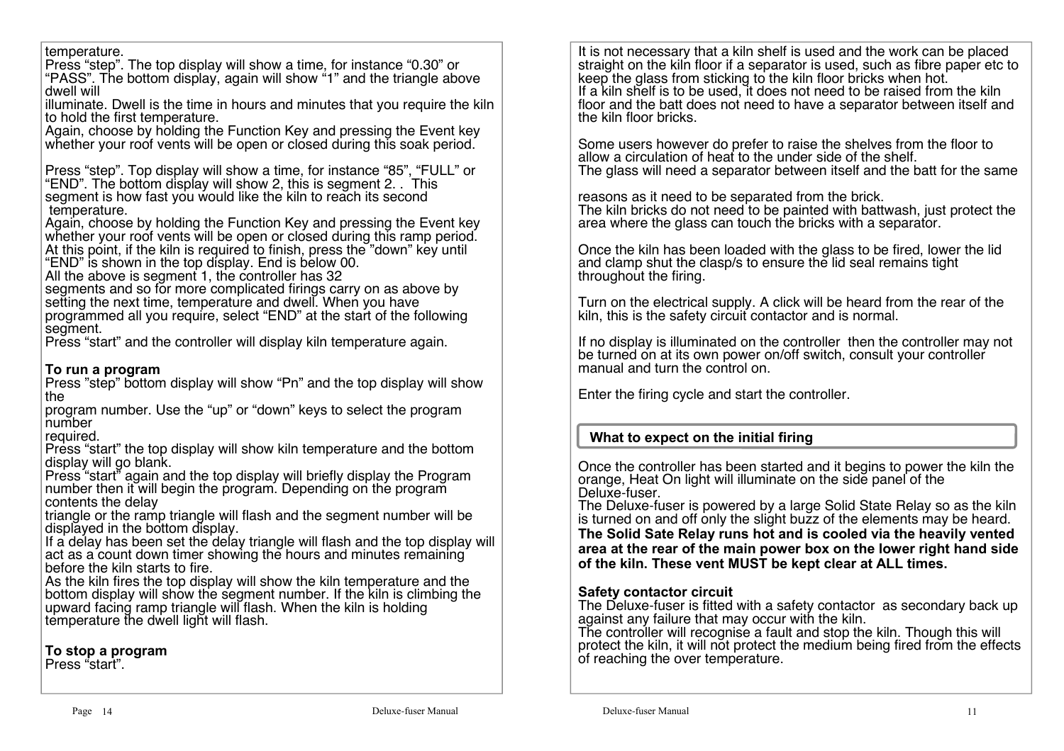temperature.
Press “step”. The top display will show a time, for instance “0.30” or “PASS”. The bottom display, again will show “1” and the triangle above dwell will
illuminate. Dwell is the time in hours and minutes that you require the kiln to hold the first temperature.
Again, choose by holding the Function Key and pressing the Event key whether your roof vents will be open or closed during this soak period.

Press “step”. Top display will show a time, for instance “85”, “FULL” or “END”. The bottom display will show 2, this is segment 2. . This segment is how fast you would like the kiln to reach its second temperature.
Again, choose by holding the Function Key and pressing the Event key whether your roof vents will be open or closed during this ramp period.
At this point, if the kiln is required to finish, press the ”down” key until “END” is shown in the top display. End is below 00.
All the above is segment 1, the controller has 32
segments and so for more complicated firings carry on as above by setting the next time, temperature and dwell. When you have programmed all you require, select “END” at the start of the following segment.
Press “start” and the controller will display kiln temperature again.

**To run a program**
Press ”step” bottom display will show “Pn” and the top display will show the
program number. Use the “up” or “down” keys to select the program number
required.
Press “start” the top display will show kiln temperature and the bottom display will go blank.
Press “start” again and the top display will briefly display the Program number then it will begin the program. Depending on the program contents the delay
triangle or the ramp triangle will flash and the segment number will be displayed in the bottom display.
If a delay has been set the delay triangle will flash and the top display will act as a count down timer showing the hours and minutes remaining before the kiln starts to fire.
As the kiln fires the top display will show the kiln temperature and the bottom display will show the segment number. If the kiln is climbing the upward facing ramp triangle will flash. When the kiln is holding temperature the dwell light will flash.

**To stop a program**
Press “start”.

It is not necessary that a kiln shelf is used and the work can be placed straight on the kiln floor if a separator is used, such as fibre paper etc to keep the glass from sticking to the kiln floor bricks when hot.
If a kiln shelf is to be used, it does not need to be raised from the kiln floor and the batt does not need to have a separator between itself and the kiln floor bricks.

Some users however do prefer to raise the shelves from the floor to allow a circulation of heat to the under side of the shelf.
The glass will need a separator between itself and the batt for the same

reasons as it need to be separated from the brick.
The kiln bricks do not need to be painted with battwash, just protect the area where the glass can touch the bricks with a separator.

Once the kiln has been loaded with the glass to be fired, lower the lid and clamp shut the clasp/s to ensure the lid seal remains tight throughout the firing.

Turn on the electrical supply. A click will be heard from the rear of the kiln, this is the safety circuit contactor and is normal.

If no display is illuminated on the controller then the controller may not be turned on at its own power on/off switch, consult your controller manual and turn the control on.

Enter the firing cycle and start the controller.

## What to expect on the initial firing

Once the controller has been started and it begins to power the kiln the orange, Heat On light will illuminate on the side panel of the Deluxe-fuser.
The Deluxe-fuser is powered by a large Solid State Relay so as the kiln is turned on and off only the slight buzz of the elements may be heard.
**The Solid Sate Relay runs hot and is cooled via the heavily vented area at the rear of the main power box on the lower right hand side of the kiln. These vent MUST be kept clear at ALL times.**

**Safety contactor circuit**
The Deluxe-fuser is fitted with a safety contactor as secondary back up against any failure that may occur with the kiln.
The controller will recognise a fault and stop the kiln. Though this will protect the kiln, it will not protect the medium being fired from the effects of reaching the over temperature.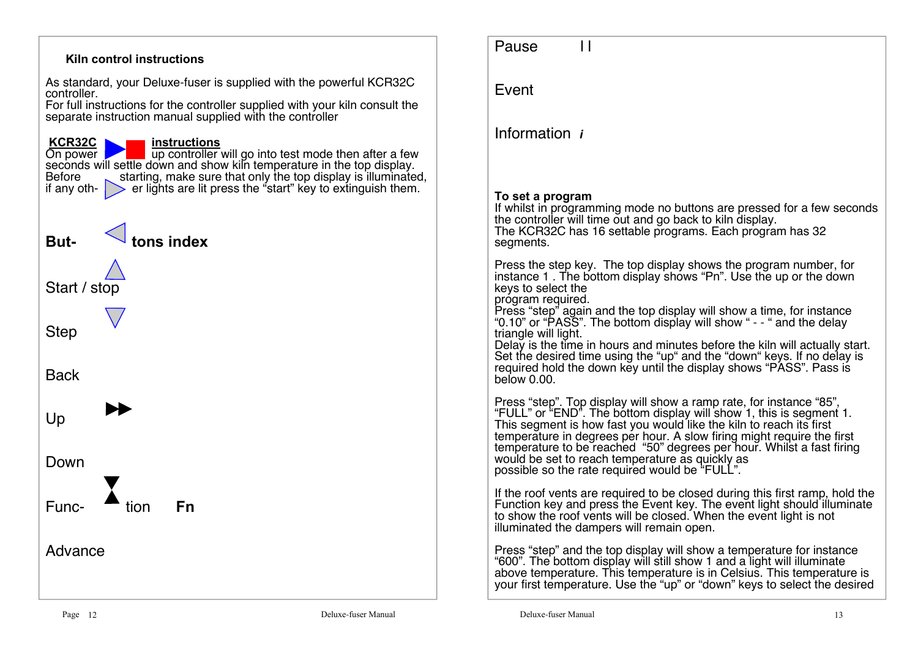### Kiln control instructions

As standard, your Deluxe-fuser is supplied with the powerful KCR32C controller.
For full instructions for the controller supplied with your kiln consult the separate instruction manual supplied with the controller

**KCR32C instructions**

On power up controller will go into test mode then after a few seconds will settle down and show kiln temperature in the top display. Before starting, make sure that only the top display is illuminated, if any other lights are lit press the "start" key to extinguish them.

**Buttons index**

Start / stop

Step

Back

Up

Down

Function **Fn**

Advance

Pause ǀǀ

Event

Information *i*

**To set a program**

If whilst in programming mode no buttons are pressed for a few seconds the controller will time out and go back to kiln display.
The KCR32C has 16 settable programs. Each program has 32 segments.

Press the step key. The top display shows the program number, for instance 1 . The bottom display shows "Pn". Use the up or the down keys to select the program required.
Press "step" again and the top display will show a time, for instance "0.10" or "PASS". The bottom display will show " - - " and the delay triangle will light.
Delay is the time in hours and minutes before the kiln will actually start. Set the desired time using the "up" and the "down" keys. If no delay is required hold the down key until the display shows "PASS". Pass is below 0.00.

Press "step". Top display will show a ramp rate, for instance "85", "FULL" or "END". The bottom display will show 1, this is segment 1. This segment is how fast you would like the kiln to reach its first temperature in degrees per hour. A slow firing might require the first temperature to be reached "50" degrees per hour. Whilst a fast firing would be set to reach temperature as quickly as possible so the rate required would be "FULL".

If the roof vents are required to be closed during this first ramp, hold the Function key and press the Event key. The event light should illuminate to show the roof vents will be closed. When the event light is not illuminated the dampers will remain open.

Press "step" and the top display will show a temperature for instance "600". The bottom display will still show 1 and a light will illuminate above temperature. This temperature is in Celsius. This temperature is your first temperature. Use the "up" or "down" keys to select the desired